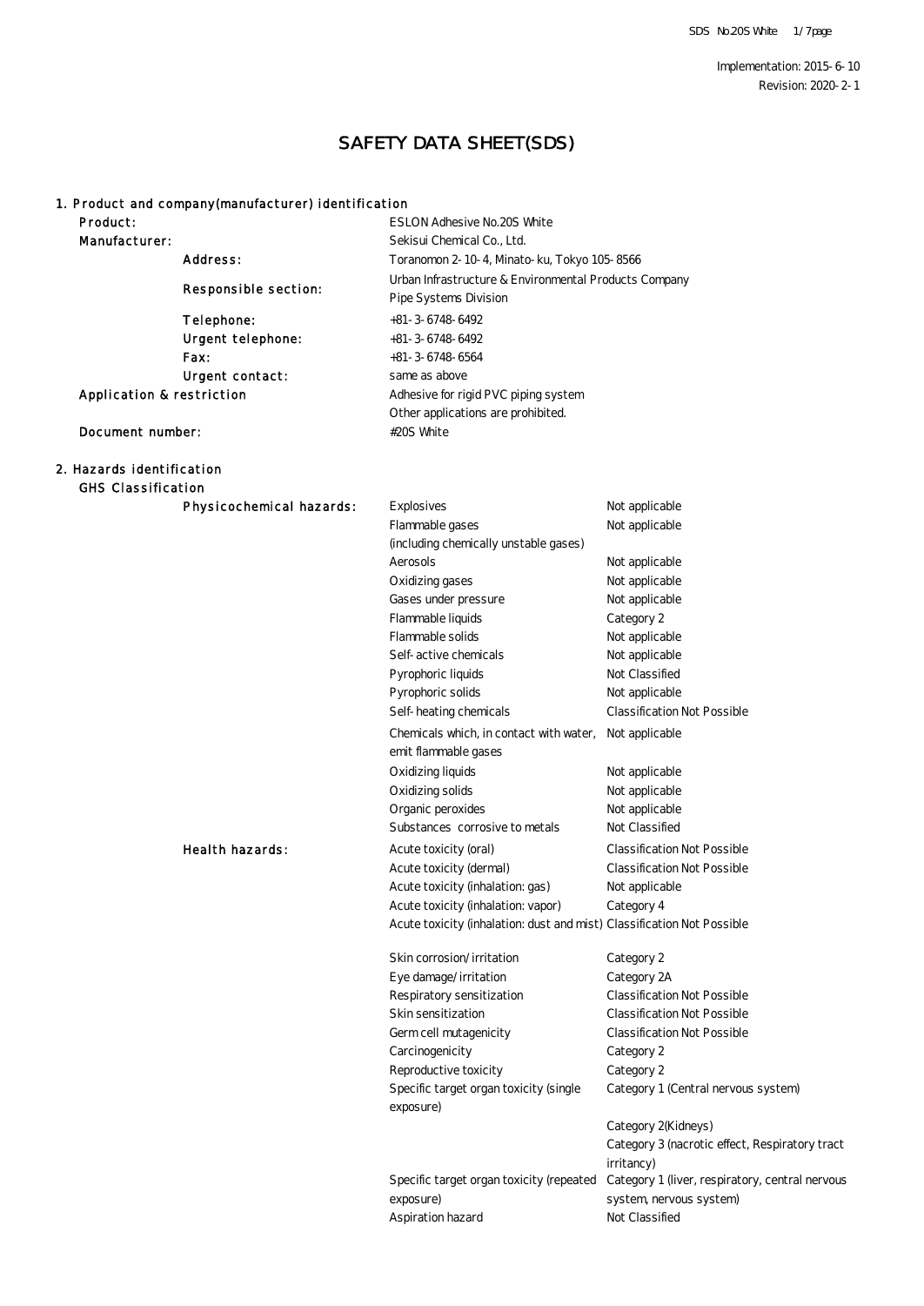Implementation: 2015-6-10
Revision: 2020-2-1

# SAFETY DATA SHEET(SDS)

## 1. Product and company(manufacturer) identification

| | | |
|---|---|---|
| Product: | | ESLON Adhesive No.20S White |
| Manufacturer: | | Sekisui Chemical Co., Ltd. |
| | Address: | Toranomon 2-10-4, Minato-ku, Tokyo 105-8566 |
| | Responsible section: | Urban Infrastructure & Environmental Products Company Pipe Systems Division |
| | Telephone: | +81-3-6748-6492 |
| | Urgent telephone: | +81-3-6748-6492 |
| | Fax: | +81-3-6748-6564 |
| | Urgent contact: | same as above |
| Application & restriction | | Adhesive for rigid PVC piping system Other applications are prohibited. |
| Document number: | | #20S White |

## 2. Hazards identification

### GHS Classification

| | | |
|---|---|---|
| Physicochemical hazards: | Explosives | Not applicable |
| | Flammable gases (including chemically unstable gases) | Not applicable |
| | Aerosols | Not applicable |
| | Oxidizing gases | Not applicable |
| | Gases under pressure | Not applicable |
| | Flammable liquids | Category 2 |
| | Flammable solids | Not applicable |
| | Self-active chemicals | Not applicable |
| | Pyrophoric liquids | Not Classified |
| | Pyrophoric solids | Not applicable |
| | Self-heating chemicals | Classification Not Possible |
| | Chemicals which, in contact with water, emit flammable gases | Not applicable |
| | Oxidizing liquids | Not applicable |
| | Oxidizing solids | Not applicable |
| | Organic peroxides | Not applicable |
| | Substances corrosive to metals | Not Classified |
| Health hazards: | Acute toxicity (oral) | Classification Not Possible |
| | Acute toxicity (dermal) | Classification Not Possible |
| | Acute toxicity (inhalation: gas) | Not applicable |
| | Acute toxicity (inhalation: vapor) | Category 4 |
| | Acute toxicity (inhalation: dust and mist) | Classification Not Possible |
| | Skin corrosion/irritation | Category 2 |
| | Eye damage/irritation | Category 2A |
| | Respiratory sensitization | Classification Not Possible |
| | Skin sensitization | Classification Not Possible |
| | Germ cell mutagenicity | Classification Not Possible |
| | Carcinogenicity | Category 2 |
| | Reproductive toxicity | Category 2 |
| | Specific target organ toxicity (single exposure) | Category 1 (Central nervous system) |
| | | Category 2(Kidneys) |
| | | Category 3 (nacrotic effect, Respiratory tract irritancy) |
| | Specific target organ toxicity (repeated exposure) | Category 1 (liver, respiratory, central nervous system, nervous system) |
| | Aspiration hazard | Not Classified |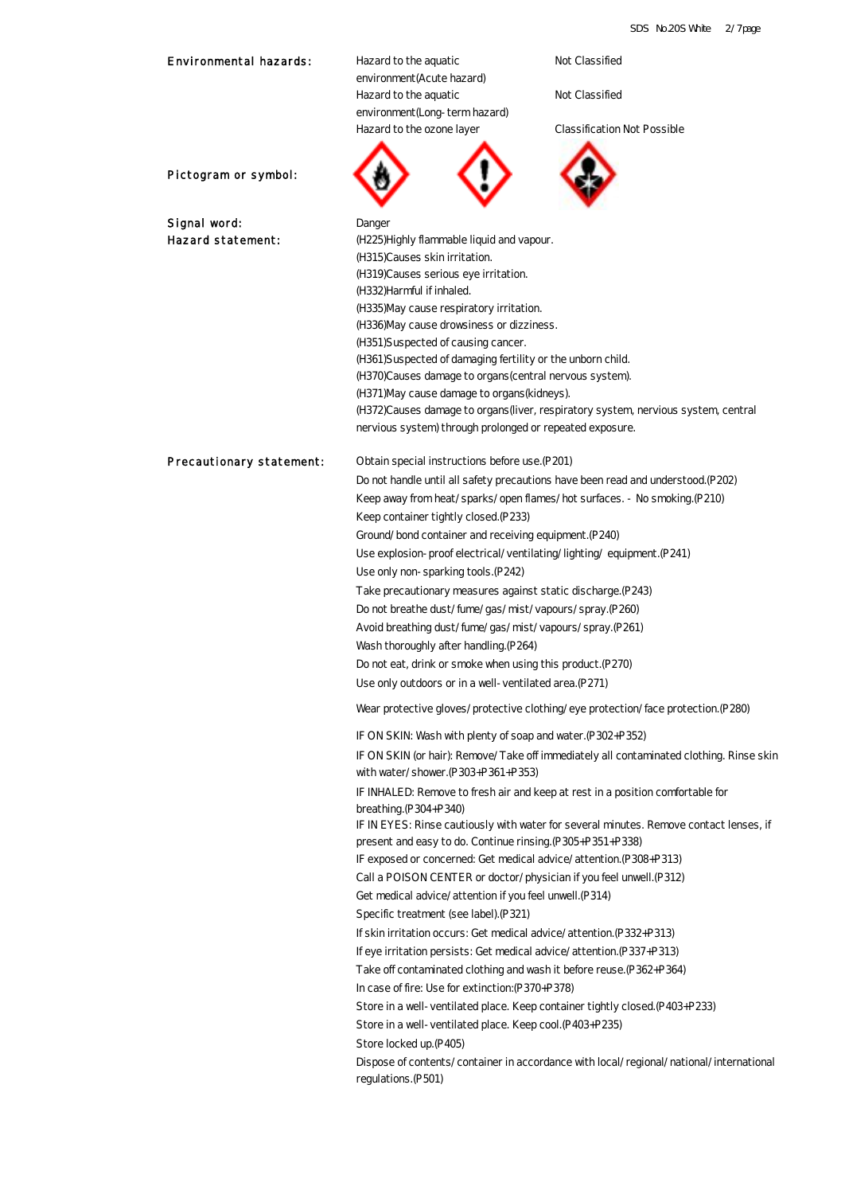**Environmental hazards:**

| | |
|---|---|
| Hazard to the aquatic environment(Acute hazard) | Not Classified |
| Hazard to the aquatic environment(Long-term hazard) | Not Classified |
| Hazard to the ozone layer | Classification Not Possible |

**Pictogram or symbol:**

**Signal word:** Danger

**Hazard statement:**

(H225)Highly flammable liquid and vapour.
(H315)Causes skin irritation.
(H319)Causes serious eye irritation.
(H332)Harmful if inhaled.
(H335)May cause respiratory irritation.
(H336)May cause drowsiness or dizziness.
(H351)Suspected of causing cancer.
(H361)Suspected of damaging fertility or the unborn child.
(H370)Causes damage to organs(central nervous system).
(H371)May cause damage to organs(kidneys).
(H372)Causes damage to organs(liver, respiratory system, nervious system, central nervous system) through prolonged or repeated exposure.

**Precautionary statement:**

Obtain special instructions before use.(P201)
Do not handle until all safety precautions have been read and understood.(P202)
Keep away from heat/sparks/open flames/hot surfaces. - No smoking.(P210)
Keep container tightly closed.(P233)
Ground/bond container and receiving equipment.(P240)
Use explosion-proof electrical/ventilating/lighting/ equipment.(P241)
Use only non-sparking tools.(P242)
Take precautionary measures against static discharge.(P243)
Do not breathe dust/fume/gas/mist/vapours/spray.(P260)
Avoid breathing dust/fume/gas/mist/vapours/spray.(P261)
Wash thoroughly after handling.(P264)
Do not eat, drink or smoke when using this product.(P270)
Use only outdoors or in a well-ventilated area.(P271)
Wear protective gloves/protective clothing/eye protection/face protection.(P280)
IF ON SKIN: Wash with plenty of soap and water.(P302+P352)
IF ON SKIN (or hair): Remove/Take off immediately all contaminated clothing. Rinse skin with water/shower.(P303+P361+P353)
IF INHALED: Remove to fresh air and keep at rest in a position comfortable for breathing.(P304+P340)
IF IN EYES: Rinse cautiously with water for several minutes. Remove contact lenses, if present and easy to do. Continue rinsing.(P305+P351+P338)
IF exposed or concerned: Get medical advice/attention.(P308+P313)
Call a POISON CENTER or doctor/physician if you feel unwell.(P312)
Get medical advice/attention if you feel unwell.(P314)
Specific treatment (see label).(P321)
If skin irritation occurs: Get medical advice/attention.(P332+P313)
If eye irritation persists: Get medical advice/attention.(P337+P313)
Take off contaminated clothing and wash it before reuse.(P362+P364)
In case of fire: Use for extinction:(P370+P378)
Store in a well-ventilated place. Keep container tightly closed.(P403+P233)
Store in a well-ventilated place. Keep cool.(P403+P235)
Store locked up.(P405)
Dispose of contents/container in accordance with local/regional/national/international regulations.(P501)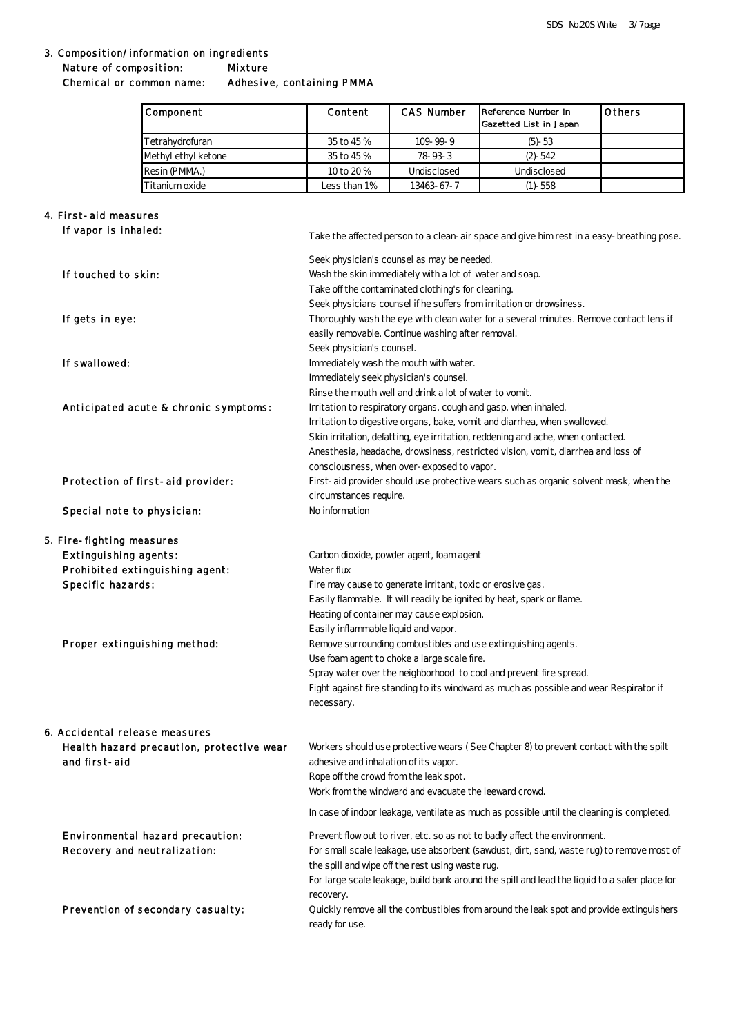## 3. Composition/information on ingredients

Nature of composition: Mixture

Chemical or common name: Adhesive, containing PMMA

| Component | Content | CAS Number | Reference Number in Gazetted List in Japan | Others |
|---|---|---|---|---|
| Tetrahydrofuran | 35 to 45 % | 109-99-9 | (5)-53 | |
| Methyl ethyl ketone | 35 to 45 % | 78-93-3 | (2)-542 | |
| Resin (PMMA.) | 10 to 20 % | Undisclosed | Undisclosed | |
| Titanium oxide | Less than 1% | 13463-67-7 | (1)-558 | |

## 4. First-aid measures

**If vapor is inhaled:**
Take the affected person to a clean-air space and give him rest in a easy-breathing pose.
Seek physician's counsel as may be needed.

**If touched to skin:**
Wash the skin immediately with a lot of water and soap.
Take off the contaminated clothing's for cleaning.
Seek physicians counsel if he suffers from irritation or drowsiness.

**If gets in eye:**
Thoroughly wash the eye with clean water for a several minutes. Remove contact lens if easily removable. Continue washing after removal.
Seek physician's counsel.

**If swallowed:**
Immediately wash the mouth with water.
Immediately seek physician's counsel.
Rinse the mouth well and drink a lot of water to vomit.

**Anticipated acute & chronic symptoms:**
Irritation to respiratory organs, cough and gasp, when inhaled.
Irritation to digestive organs, bake, vomit and diarrhea, when swallowed.
Skin irritation, defatting, eye irritation, reddening and ache, when contacted.
Anesthesia, headache, drowsiness, restricted vision, vomit, diarrhea and loss of consciousness, when over-exposed to vapor.

**Protection of first-aid provider:**
First-aid provider should use protective wears such as organic solvent mask, when the circumstances require.

**Special note to physician:**
No information

## 5. Fire-fighting measures

**Extinguishing agents:**
Carbon dioxide, powder agent, foam agent

**Prohibited extinguishing agent:**
Water flux

**Specific hazards:**
Fire may cause to generate irritant, toxic or erosive gas.
Easily flammable. It will readily be ignited by heat, spark or flame.
Heating of container may cause explosion.
Easily inflammable liquid and vapor.

**Proper extinguishing method:**
Remove surrounding combustibles and use extinguishing agents.
Use foam agent to choke a large scale fire.
Spray water over the neighborhood to cool and prevent fire spread.
Fight against fire standing to its windward as much as possible and wear Respirator if necessary.

## 6. Accidental release measures

**Health hazard precaution, protective wear and first-aid**
Workers should use protective wears ( See Chapter 8) to prevent contact with the spilt adhesive and inhalation of its vapor.
Rope off the crowd from the leak spot.
Work from the windward and evacuate the leeward crowd.
In case of indoor leakage, ventilate as much as possible until the cleaning is completed.

**Environmental hazard precaution:**
Prevent flow out to river, etc. so as not to badly affect the environment.

**Recovery and neutralization:**
For small scale leakage, use absorbent (sawdust, dirt, sand, waste rug) to remove most of the spill and wipe off the rest using waste rug.
For large scale leakage, build bank around the spill and lead the liquid to a safer place for recovery.

**Prevention of secondary casualty:**
Quickly remove all the combustibles from around the leak spot and provide extinguishers ready for use.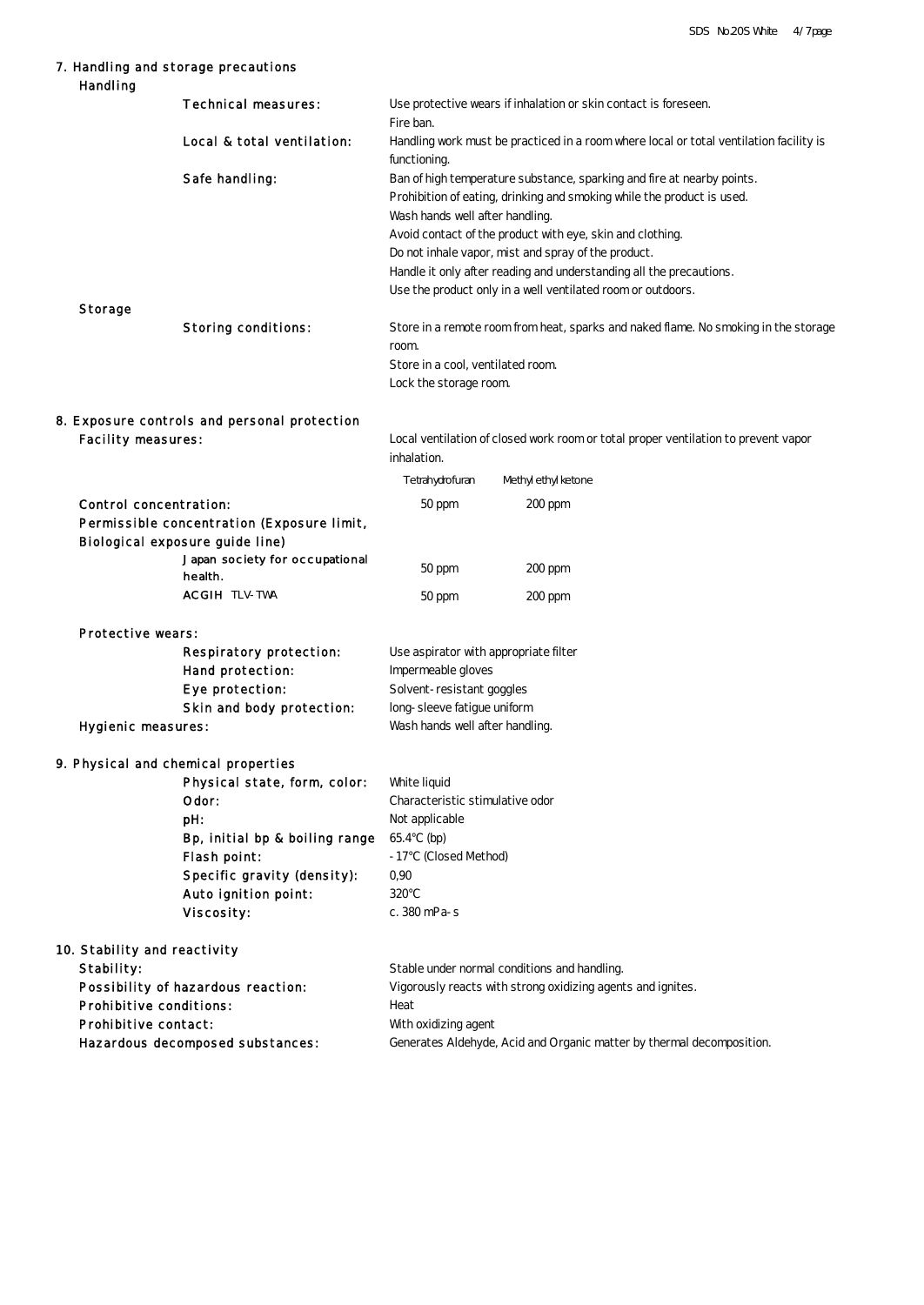## 7. Handling and storage precautions

### Handling

**Technical measures:**
Use protective wears if inhalation or skin contact is foreseen.
Fire ban.

**Local & total ventilation:**
Handling work must be practiced in a room where local or total ventilation facility is functioning.

**Safe handling:**
Ban of high temperature substance, sparking and fire at nearby points.
Prohibition of eating, drinking and smoking while the product is used.
Wash hands well after handling.
Avoid contact of the product with eye, skin and clothing.
Do not inhale vapor, mist and spray of the product.
Handle it only after reading and understanding all the precautions.
Use the product only in a well ventilated room or outdoors.

### Storage

**Storing conditions:**
Store in a remote room from heat, sparks and naked flame. No smoking in the storage room.
Store in a cool, ventilated room.
Lock the storage room.

## 8. Exposure controls and personal protection

**Facility measures:**
Local ventilation of closed work room or total proper ventilation to prevent vapor inhalation.

| | Tetrahydrofuran | Methyl ethyl ketone |
|---|---|---|
| Control concentration: | 50 ppm | 200 ppm |
| Permissible concentration (Exposure limit, Biological exposure guide line) | | |
| Japan society for occupational health. | 50 ppm | 200 ppm |
| ACGIH TLV-TWA | 50 ppm | 200 ppm |

**Protective wears:**

- Respiratory protection: Use aspirator with appropriate filter
- Hand protection: Impermeable gloves
- Eye protection: Solvent-resistant goggles
- Skin and body protection: long-sleeve fatigue uniform

**Hygienic measures:** Wash hands well after handling.

## 9. Physical and chemical properties

| | |
|---|---|
| Physical state, form, color: | White liquid |
| Odor: | Characteristic stimulative odor |
| pH: | Not applicable |
| Bp, initial bp & boiling range | 65.4°C (bp) |
| Flash point: | -17°C (Closed Method) |
| Specific gravity (density): | 0,90 |
| Auto ignition point: | 320°C |
| Viscosity: | c. 380 mPa-s |

## 10. Stability and reactivity

| | |
|---|---|
| Stability: | Stable under normal conditions and handling. |
| Possibility of hazardous reaction: | Vigorously reacts with strong oxidizing agents and ignites. |
| Prohibitive conditions: | Heat |
| Prohibitive contact: | With oxidizing agent |
| Hazardous decomposed substances: | Generates Aldehyde, Acid and Organic matter by thermal decomposition. |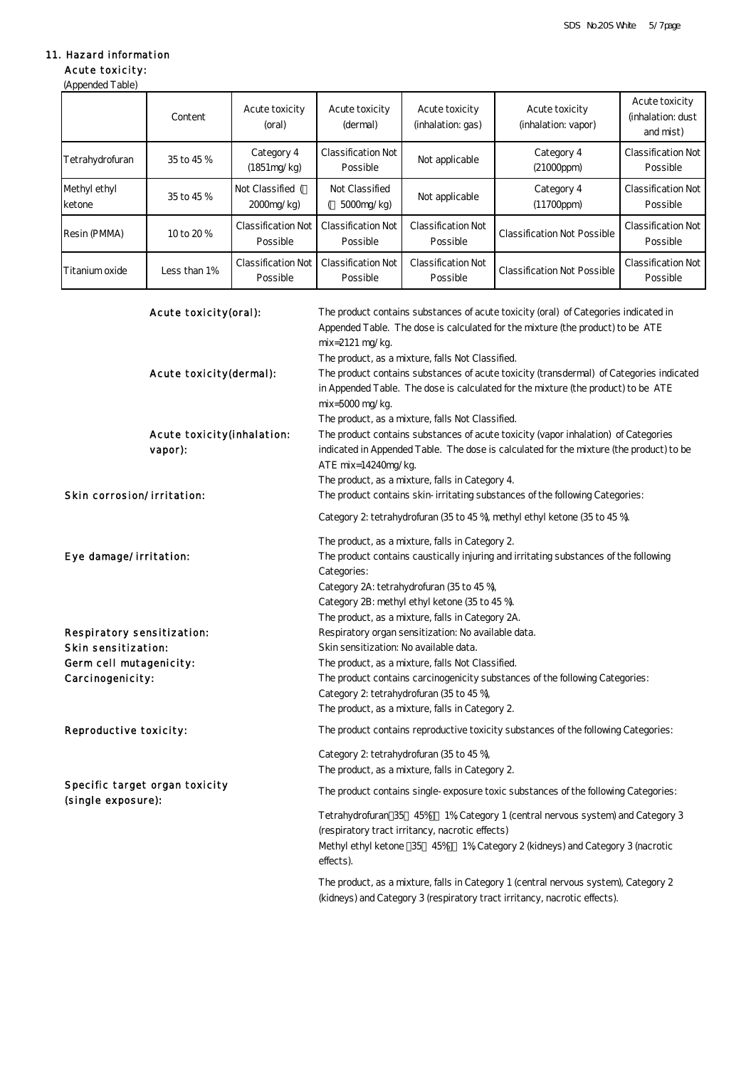## 11. Hazard information

### Acute toxicity:

(Appended Table)

| | Content | Acute toxicity (oral) | Acute toxicity (dermal) | Acute toxicity (inhalation: gas) | Acute toxicity (inhalation: vapor) | Acute toxicity (inhalation: dust and mist) |
|---|---|---|---|---|---|---|
| Tetrahydrofuran | 35 to 45 % | Category 4 (1851mg/kg) | Classification Not Possible | Not applicable | Category 4 (21000ppm) | Classification Not Possible |
| Methyl ethyl ketone | 35 to 45 % | Not Classified ( 2000mg/kg) | Not Classified ( 5000mg/kg) | Not applicable | Category 4 (11700ppm) | Classification Not Possible |
| Resin (PMMA) | 10 to 20 % | Classification Not Possible | Classification Not Possible | Classification Not Possible | Classification Not Possible | Classification Not Possible |
| Titanium oxide | Less than 1% | Classification Not Possible | Classification Not Possible | Classification Not Possible | Classification Not Possible | Classification Not Possible |

**Acute toxicity(oral):** The product contains substances of acute toxicity (oral) of Categories indicated in Appended Table. The dose is calculated for the mixture (the product) to be ATE mix=2121 mg/kg.
The product, as a mixture, falls Not Classified.

**Acute toxicity(dermal):** The product contains substances of acute toxicity (transdermal) of Categories indicated in Appended Table. The dose is calculated for the mixture (the product) to be ATE mix=5000 mg/kg.
The product, as a mixture, falls Not Classified.

**Acute toxicity(inhalation: vapor):** The product contains substances of acute toxicity (vapor inhalation) of Categories indicated in Appended Table. The dose is calculated for the mixture (the product) to be ATE mix=14240mg/kg.
The product, as a mixture, falls in Category 4.

**Skin corrosion/irritation:** The product contains skin-irritating substances of the following Categories:

Category 2: tetrahydrofuran (35 to 45 %), methyl ethyl ketone (35 to 45 %).

The product, as a mixture, falls in Category 2.

**Eye damage/irritation:** The product contains caustically injuring and irritating substances of the following Categories:
Category 2A: tetrahydrofuran (35 to 45 %),
Category 2B: methyl ethyl ketone (35 to 45 %).
The product, as a mixture, falls in Category 2A.

**Respiratory sensitization:** Respiratory organ sensitization: No available data.

**Skin sensitization:** Skin sensitization: No available data.

**Germ cell mutagenicity:** The product, as a mixture, falls Not Classified.

**Carcinogenicity:** The product contains carcinogenicity substances of the following Categories:
Category 2: tetrahydrofuran (35 to 45 %),
The product, as a mixture, falls in Category 2.

**Reproductive toxicity:** The product contains reproductive toxicity substances of the following Categories:

Category 2: tetrahydrofuran (35 to 45 %),
The product, as a mixture, falls in Category 2.

**Specific target organ toxicity (single exposure):** The product contains single-exposure toxic substances of the following Categories:

Tetrahydrofuran 35 45% 1% Category 1 (central nervous system) and Category 3 (respiratory tract irritancy, nacrotic effects)
Methyl ethyl ketone 35 45% 1% Category 2 (kidneys) and Category 3 (nacrotic effects).

The product, as a mixture, falls in Category 1 (central nervous system), Category 2 (kidneys) and Category 3 (respiratory tract irritancy, nacrotic effects).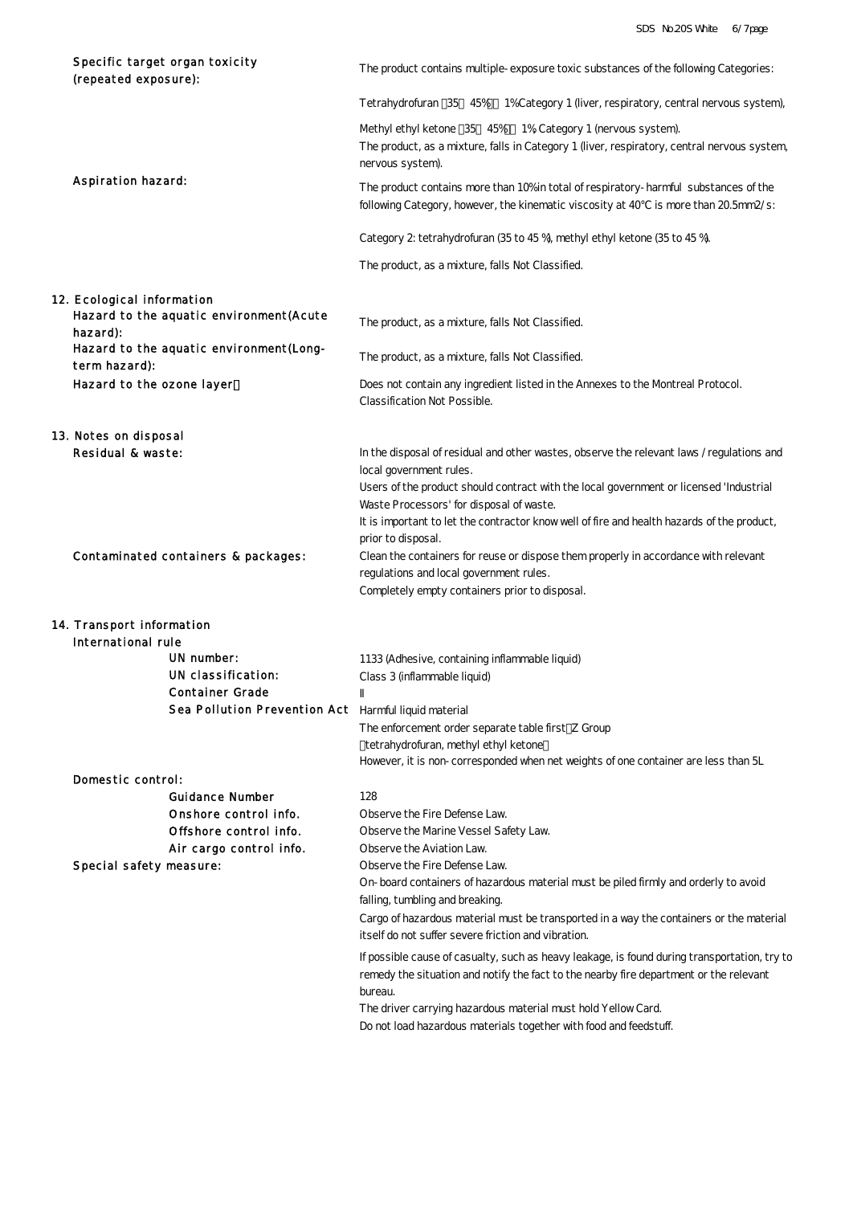**Specific target organ toxicity (repeated exposure):**

The product contains multiple-exposure toxic substances of the following Categories:

Tetrahydrofuran 35 45% 1%Category 1 (liver, respiratory, central nervous system),

Methyl ethyl ketone 35 45% 1%, Category 1 (nervous system).
The product, as a mixture, falls in Category 1 (liver, respiratory, central nervous system, nervous system).

**Aspiration hazard:**

The product contains more than 10%in total of respiratory-harmful substances of the following Category, however, the kinematic viscosity at 40°C is more than 20.5mm2/s:

Category 2: tetrahydrofuran (35 to 45 %), methyl ethyl ketone (35 to 45 %).

The product, as a mixture, falls Not Classified.

## 12. Ecological information

**Hazard to the aquatic environment(Acute hazard):** The product, as a mixture, falls Not Classified.

**Hazard to the aquatic environment(Long-term hazard):** The product, as a mixture, falls Not Classified.

**Hazard to the ozone layer:** Does not contain any ingredient listed in the Annexes to the Montreal Protocol. Classification Not Possible.

## 13. Notes on disposal

**Residual & waste:**

In the disposal of residual and other wastes, observe the relevant laws / regulations and local government rules.
Users of the product should contract with the local government or licensed 'Industrial Waste Processors' for disposal of waste.
It is important to let the contractor know well of fire and health hazards of the product, prior to disposal.

**Contaminated containers & packages:**

Clean the containers for reuse or dispose them properly in accordance with relevant regulations and local government rules.
Completely empty containers prior to disposal.

## 14. Transport information

**International rule**

- **UN number:** 1133 (Adhesive, containing inflammable liquid)
- **UN classification:** Class 3 (inflammable liquid)
- **Container Grade:** II
- **Sea Pollution Prevention Act:** Harmful liquid material
  The enforcement order separate table first Z Group
  tetrahydrofuran, methyl ethyl ketone
  However, it is non-corresponded when net weights of one container are less than 5L

**Domestic control:**

- **Guidance Number:** 128
- **Onshore control info.:** Observe the Fire Defense Law.
- **Offshore control info.:** Observe the Marine Vessel Safety Law.
- **Air cargo control info.:** Observe the Aviation Law.

**Special safety measure:**

Observe the Fire Defense Law.
On-board containers of hazardous material must be piled firmly and orderly to avoid falling, tumbling and breaking.

Cargo of hazardous material must be transported in a way the containers or the material itself do not suffer severe friction and vibration.

If possible cause of casualty, such as heavy leakage, is found during transportation, try to remedy the situation and notify the fact to the nearby fire department or the relevant bureau.
The driver carrying hazardous material must hold Yellow Card.
Do not load hazardous materials together with food and feedstuff.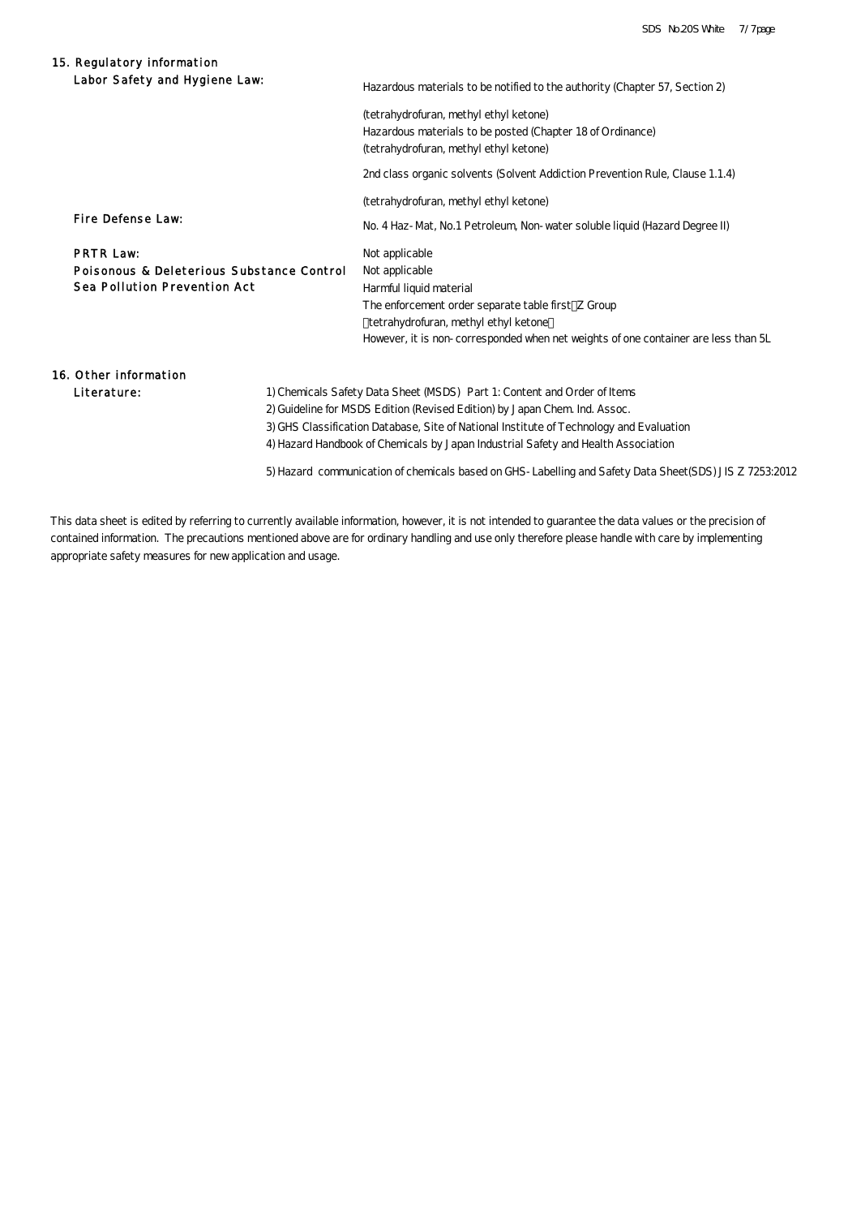## 15. Regulatory information

| | |
|---|---|
| Labor Safety and Hygiene Law: | Hazardous materials to be notified to the authority (Chapter 57, Section 2)<br>(tetrahydrofuran, methyl ethyl ketone)<br>Hazardous materials to be posted (Chapter 18 of Ordinance)<br>(tetrahydrofuran, methyl ethyl ketone)<br>2nd class organic solvents (Solvent Addiction Prevention Rule, Clause 1.1.4)<br>(tetrahydrofuran, methyl ethyl ketone) |
| Fire Defense Law: | No. 4 Haz-Mat, No.1 Petroleum, Non-water soluble liquid (Hazard Degree II) |
| PRTR Law: | Not applicable |
| Poisonous & Deleterious Substance Control | Not applicable |
| Sea Pollution Prevention Act | Harmful liquid material<br>The enforcement order separate table first Z Group<br>tetrahydrofuran, methyl ethyl ketone<br>However, it is non-corresponded when net weights of one container are less than 5L |

## 16. Other information

Literature:

1) Chemicals Safety Data Sheet (MSDS) Part 1: Content and Order of Items
2) Guideline for MSDS Edition (Revised Edition) by Japan Chem. Ind. Assoc.
3) GHS Classification Database, Site of National Institute of Technology and Evaluation
4) Hazard Handbook of Chemicals by Japan Industrial Safety and Health Association
5) Hazard communication of chemicals based on GHS-Labelling and Safety Data Sheet(SDS) JIS Z 7253:2012

This data sheet is edited by referring to currently available information, however, it is not intended to guarantee the data values or the precision of contained information. The precautions mentioned above are for ordinary handling and use only therefore please handle with care by implementing appropriate safety measures for new application and usage.